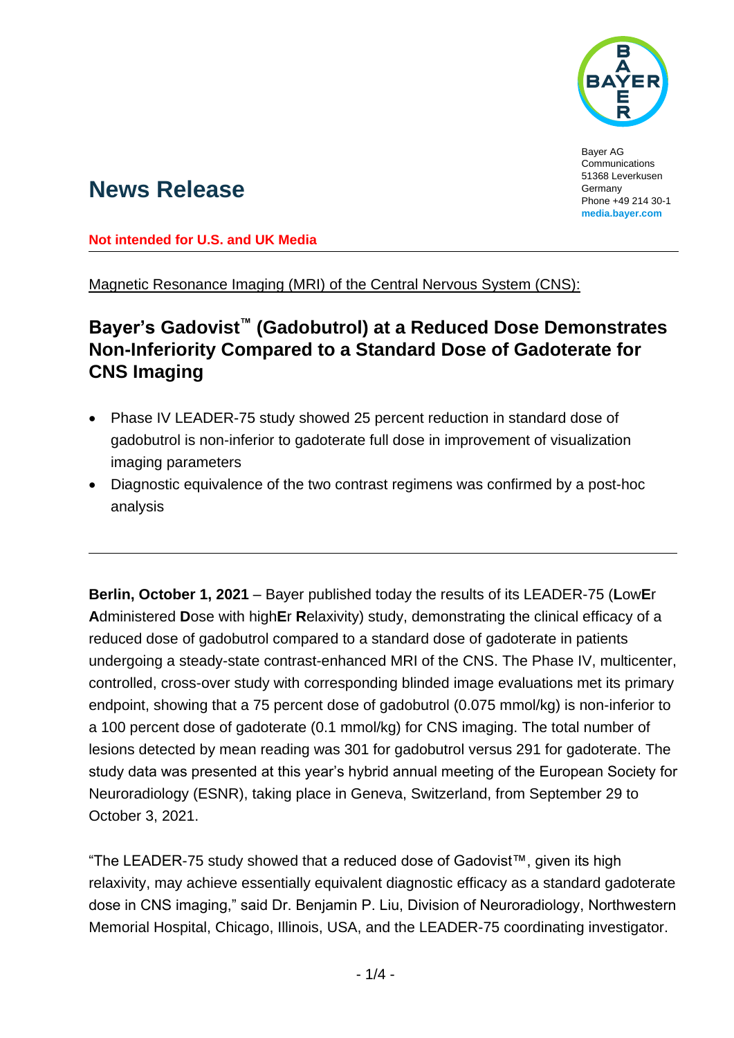Bayer AG
Communications
51368 Leverkusen
Germany
Phone +49 214 30-1
**media.bayer.com**

# News Release

**Not intended for U.S. and UK Media**

---

Magnetic Resonance Imaging (MRI) of the Central Nervous System (CNS):

## Bayer's Gadovist™ (Gadobutrol) at a Reduced Dose Demonstrates Non-Inferiority Compared to a Standard Dose of Gadoterate for CNS Imaging

- Phase IV LEADER-75 study showed 25 percent reduction in standard dose of gadobutrol is non-inferior to gadoterate full dose in improvement of visualization imaging parameters
- Diagnostic equivalence of the two contrast regimens was confirmed by a post-hoc analysis

---

**Berlin, October 1, 2021** – Bayer published today the results of its LEADER-75 (**L**ow**E**r **A**dministered **D**ose with high**E**r **R**elaxivity) study, demonstrating the clinical efficacy of a reduced dose of gadobutrol compared to a standard dose of gadoterate in patients undergoing a steady-state contrast-enhanced MRI of the CNS. The Phase IV, multicenter, controlled, cross-over study with corresponding blinded image evaluations met its primary endpoint, showing that a 75 percent dose of gadobutrol (0.075 mmol/kg) is non-inferior to a 100 percent dose of gadoterate (0.1 mmol/kg) for CNS imaging. The total number of lesions detected by mean reading was 301 for gadobutrol versus 291 for gadoterate. The study data was presented at this year's hybrid annual meeting of the European Society for Neuroradiology (ESNR), taking place in Geneva, Switzerland, from September 29 to October 3, 2021.

"The LEADER-75 study showed that a reduced dose of Gadovist™, given its high relaxivity, may achieve essentially equivalent diagnostic efficacy as a standard gadoterate dose in CNS imaging," said Dr. Benjamin P. Liu, Division of Neuroradiology, Northwestern Memorial Hospital, Chicago, Illinois, USA, and the LEADER-75 coordinating investigator.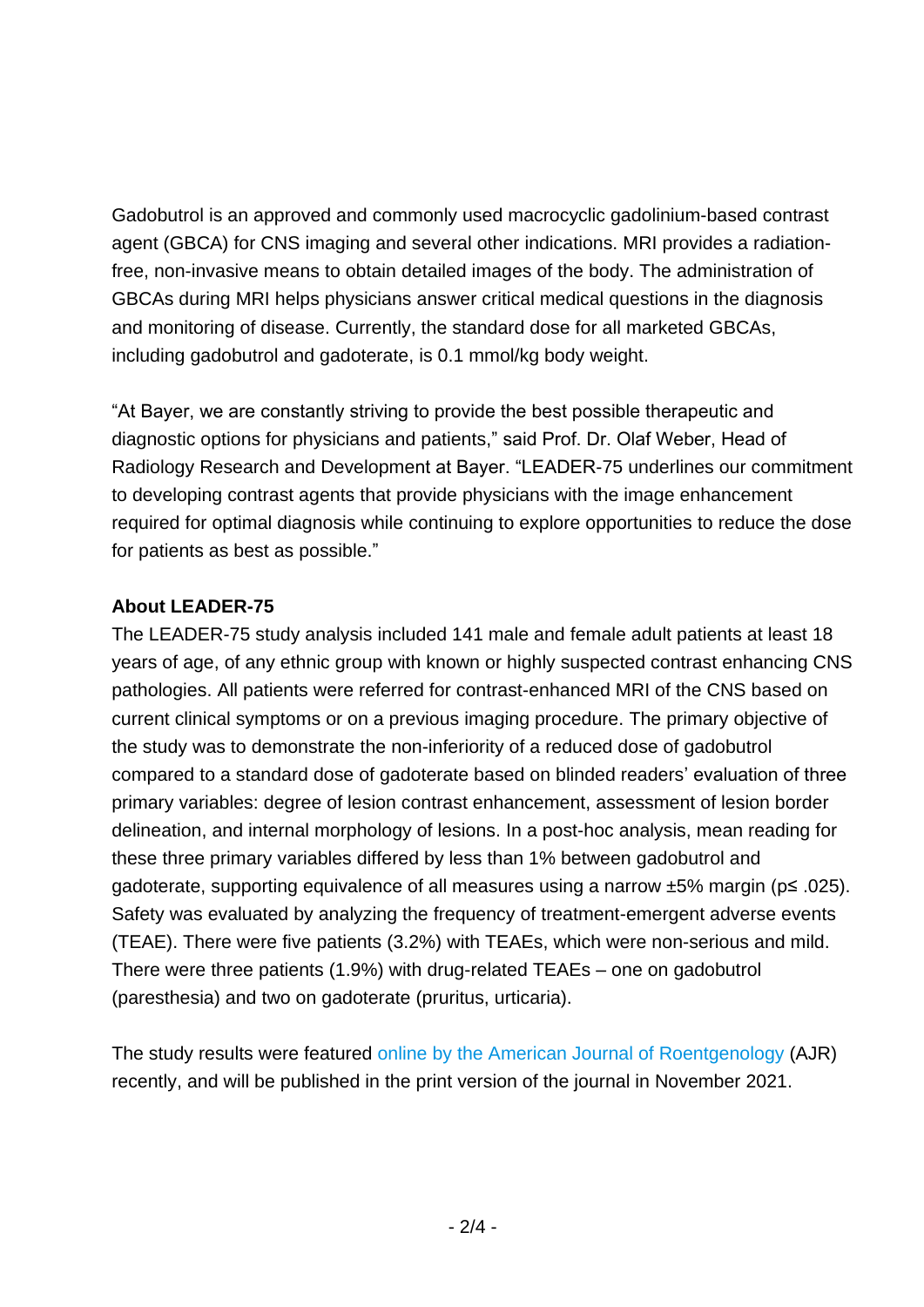Gadobutrol is an approved and commonly used macrocyclic gadolinium-based contrast agent (GBCA) for CNS imaging and several other indications. MRI provides a radiation-free, non-invasive means to obtain detailed images of the body. The administration of GBCAs during MRI helps physicians answer critical medical questions in the diagnosis and monitoring of disease. Currently, the standard dose for all marketed GBCAs, including gadobutrol and gadoterate, is 0.1 mmol/kg body weight.

"At Bayer, we are constantly striving to provide the best possible therapeutic and diagnostic options for physicians and patients," said Prof. Dr. Olaf Weber, Head of Radiology Research and Development at Bayer. "LEADER-75 underlines our commitment to developing contrast agents that provide physicians with the image enhancement required for optimal diagnosis while continuing to explore opportunities to reduce the dose for patients as best as possible."

**About LEADER-75**

The LEADER-75 study analysis included 141 male and female adult patients at least 18 years of age, of any ethnic group with known or highly suspected contrast enhancing CNS pathologies. All patients were referred for contrast-enhanced MRI of the CNS based on current clinical symptoms or on a previous imaging procedure. The primary objective of the study was to demonstrate the non-inferiority of a reduced dose of gadobutrol compared to a standard dose of gadoterate based on blinded readers' evaluation of three primary variables: degree of lesion contrast enhancement, assessment of lesion border delineation, and internal morphology of lesions. In a post-hoc analysis, mean reading for these three primary variables differed by less than 1% between gadobutrol and gadoterate, supporting equivalence of all measures using a narrow ±5% margin ($p \leq .025$). Safety was evaluated by analyzing the frequency of treatment-emergent adverse events (TEAE). There were five patients (3.2%) with TEAEs, which were non-serious and mild. There were three patients (1.9%) with drug-related TEAEs – one on gadobutrol (paresthesia) and two on gadoterate (pruritus, urticaria).

The study results were featured online by the American Journal of Roentgenology (AJR) recently, and will be published in the print version of the journal in November 2021.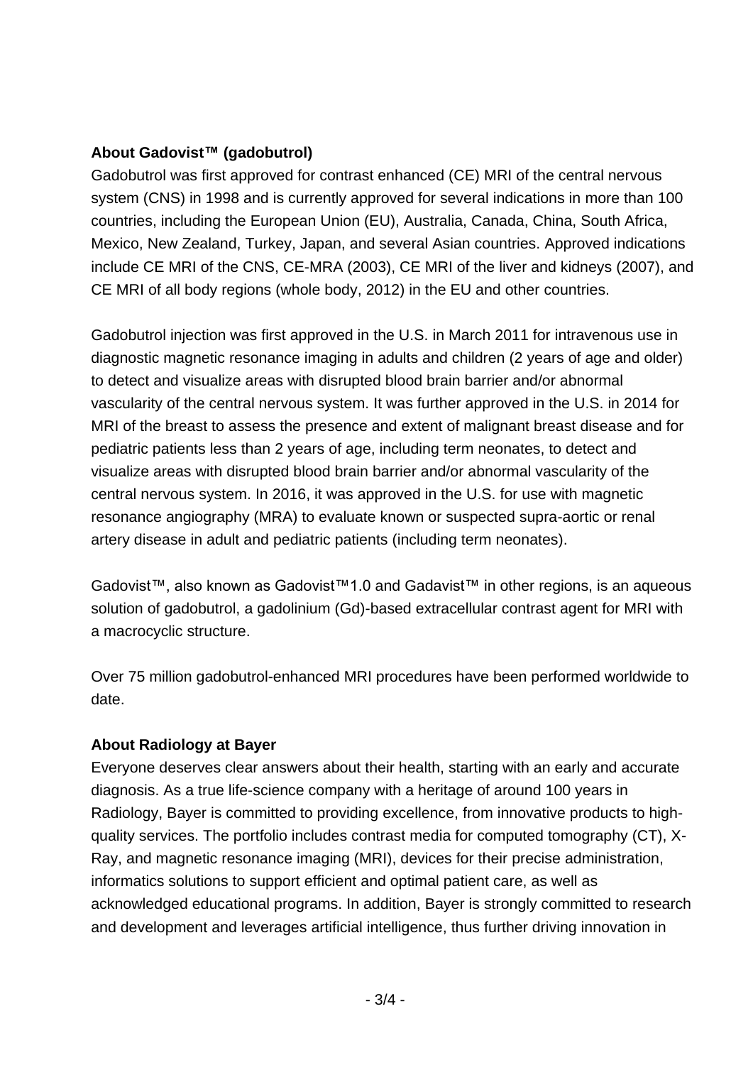**About Gadovist™ (gadobutrol)**

Gadobutrol was first approved for contrast enhanced (CE) MRI of the central nervous system (CNS) in 1998 and is currently approved for several indications in more than 100 countries, including the European Union (EU), Australia, Canada, China, South Africa, Mexico, New Zealand, Turkey, Japan, and several Asian countries. Approved indications include CE MRI of the CNS, CE-MRA (2003), CE MRI of the liver and kidneys (2007), and CE MRI of all body regions (whole body, 2012) in the EU and other countries.

Gadobutrol injection was first approved in the U.S. in March 2011 for intravenous use in diagnostic magnetic resonance imaging in adults and children (2 years of age and older) to detect and visualize areas with disrupted blood brain barrier and/or abnormal vascularity of the central nervous system. It was further approved in the U.S. in 2014 for MRI of the breast to assess the presence and extent of malignant breast disease and for pediatric patients less than 2 years of age, including term neonates, to detect and visualize areas with disrupted blood brain barrier and/or abnormal vascularity of the central nervous system. In 2016, it was approved in the U.S. for use with magnetic resonance angiography (MRA) to evaluate known or suspected supra-aortic or renal artery disease in adult and pediatric patients (including term neonates).

Gadovist™, also known as Gadovist™1.0 and Gadavist™ in other regions, is an aqueous solution of gadobutrol, a gadolinium (Gd)-based extracellular contrast agent for MRI with a macrocyclic structure.

Over 75 million gadobutrol-enhanced MRI procedures have been performed worldwide to date.

**About Radiology at Bayer**

Everyone deserves clear answers about their health, starting with an early and accurate diagnosis. As a true life-science company with a heritage of around 100 years in Radiology, Bayer is committed to providing excellence, from innovative products to high-quality services. The portfolio includes contrast media for computed tomography (CT), X-Ray, and magnetic resonance imaging (MRI), devices for their precise administration, informatics solutions to support efficient and optimal patient care, as well as acknowledged educational programs. In addition, Bayer is strongly committed to research and development and leverages artificial intelligence, thus further driving innovation in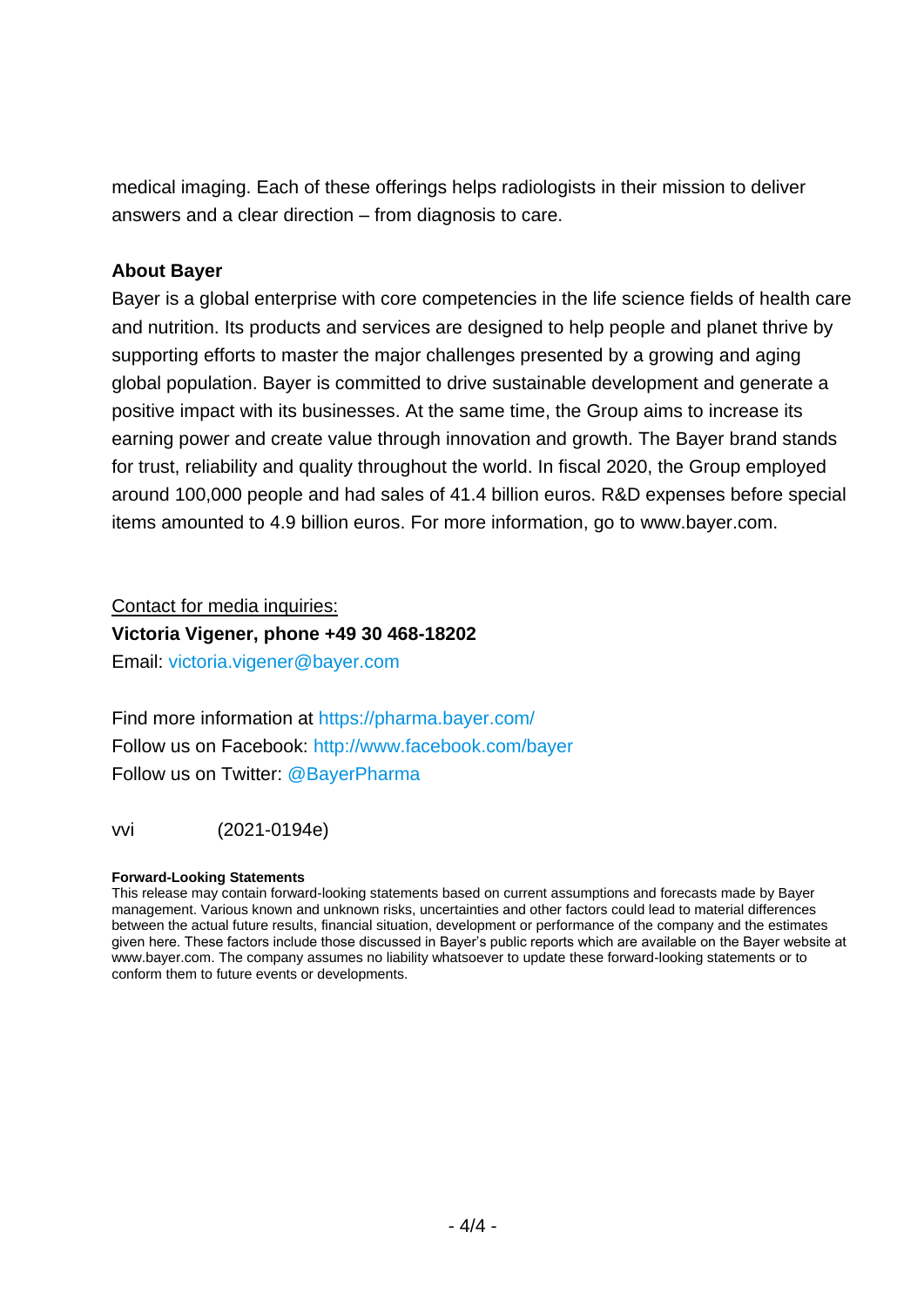medical imaging. Each of these offerings helps radiologists in their mission to deliver answers and a clear direction – from diagnosis to care.

**About Bayer**

Bayer is a global enterprise with core competencies in the life science fields of health care and nutrition. Its products and services are designed to help people and planet thrive by supporting efforts to master the major challenges presented by a growing and aging global population. Bayer is committed to drive sustainable development and generate a positive impact with its businesses. At the same time, the Group aims to increase its earning power and create value through innovation and growth. The Bayer brand stands for trust, reliability and quality throughout the world. In fiscal 2020, the Group employed around 100,000 people and had sales of 41.4 billion euros. R&D expenses before special items amounted to 4.9 billion euros. For more information, go to www.bayer.com.

Contact for media inquiries:
**Victoria Vigener, phone +49 30 468-18202**
Email: victoria.vigener@bayer.com

Find more information at https://pharma.bayer.com/
Follow us on Facebook: http://www.facebook.com/bayer
Follow us on Twitter: @BayerPharma

vvi (2021-0194e)

**Forward-Looking Statements**
This release may contain forward-looking statements based on current assumptions and forecasts made by Bayer management. Various known and unknown risks, uncertainties and other factors could lead to material differences between the actual future results, financial situation, development or performance of the company and the estimates given here. These factors include those discussed in Bayer's public reports which are available on the Bayer website at www.bayer.com. The company assumes no liability whatsoever to update these forward-looking statements or to conform them to future events or developments.